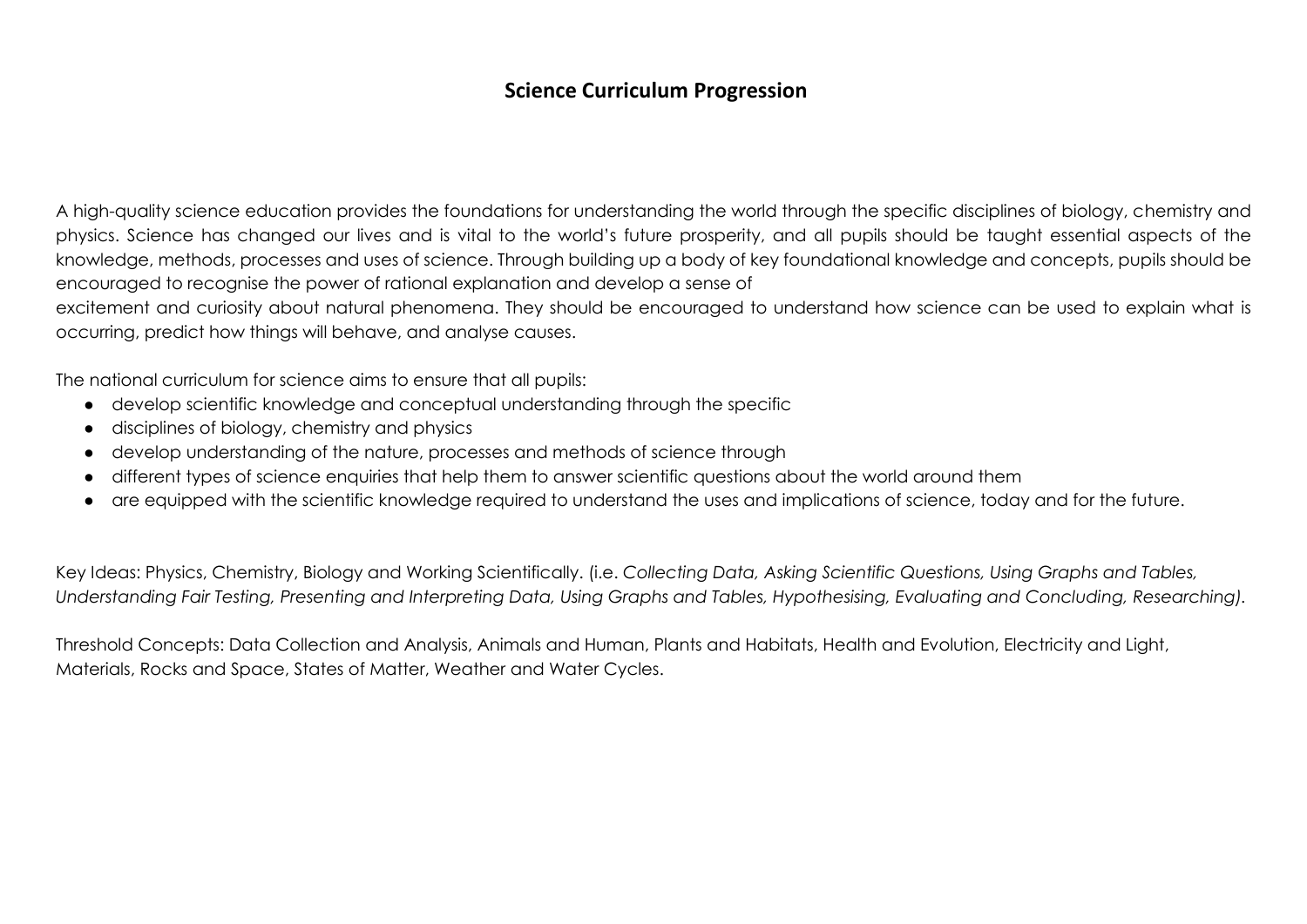# Science Curriculum Progression

A high-quality science education provides the foundations for understanding the world through the specific disciplines of biology, chemistry and physics. Science has changed our lives and is vital to the world's future prosperity, and all pupils should be taught essential aspects of the knowledge, methods, processes and uses of science. Through building up a body of key foundational knowledge and concepts, pupils should be encouraged to recognise the power of rational explanation and develop a sense of
excitement and curiosity about natural phenomena. They should be encouraged to understand how science can be used to explain what is occurring, predict how things will behave, and analyse causes.

The national curriculum for science aims to ensure that all pupils:

- develop scientific knowledge and conceptual understanding through the specific
- disciplines of biology, chemistry and physics
- develop understanding of the nature, processes and methods of science through
- different types of science enquiries that help them to answer scientific questions about the world around them
- are equipped with the scientific knowledge required to understand the uses and implications of science, today and for the future.

Key Ideas: Physics, Chemistry, Biology and Working Scientifically. (i.e. *Collecting Data, Asking Scientific Questions, Using Graphs and Tables, Understanding Fair Testing, Presenting and Interpreting Data, Using Graphs and Tables, Hypothesising, Evaluating and Concluding, Researching).*

Threshold Concepts: Data Collection and Analysis, Animals and Human, Plants and Habitats, Health and Evolution, Electricity and Light, Materials, Rocks and Space, States of Matter, Weather and Water Cycles.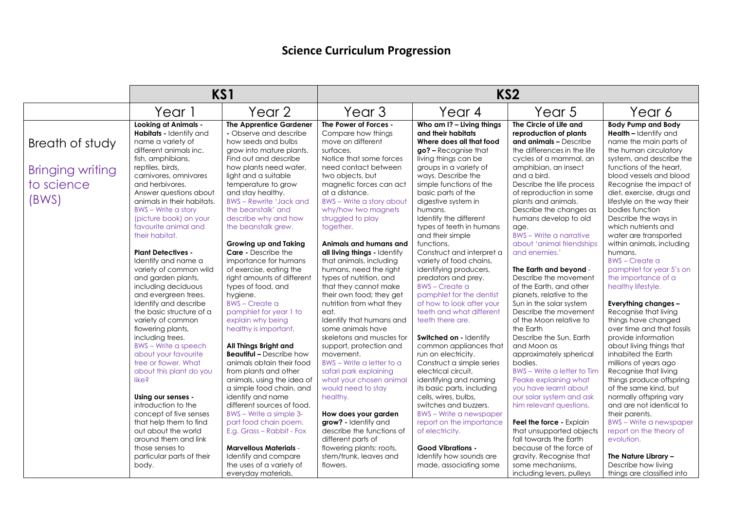# Science Curriculum Progression

| | KS1 | | KS2 | | | |
|---|---|---|---|---|---|---|
| | Year 1 | Year 2 | Year 3 | Year 4 | Year 5 | Year 6 |
| Breath of study<br><br>Bringing writing to science (BWS) | **Looking at Animals - Habitats -** Identify and name a variety of different animals inc. fish, amphibians, reptiles, birds, carnivores, omnivores and herbivores.<br>Answer questions about animals in their habitats.<br>BWS – Write a story (picture book) on your favourite animal and their habitat.<br><br>**Plant Detectives -**<br>Identify and name a variety of common wild and garden plants, including deciduous and evergreen trees.<br>Identify and describe the basic structure of a variety of common flowering plants, including trees.<br>BWS – Write a speech about your favourite tree or flower. What about this plant do you like?<br><br>**Using our senses -**<br>introduction to the concept of five senses that help them to find out about the world around them and link those senses to particular parts of their body. | **The Apprentice Gardener -** Observe and describe how seeds and bulbs grow into mature plants.<br>Find out and describe how plants need water, light and a suitable temperature to grow and stay healthy.<br>BWS – Rewrite 'Jack and the beanstalk' and describe why and how the beanstalk grew.<br><br>**Growing up and Taking Care -** Describe the importance for humans of exercise, eating the right amounts of different types of food, and hygiene.<br>BWS – Create a pamphlet for year 1 to explain why being healthy is important.<br><br>**All Things Bright and Beautiful –** Describe how animals obtain their food from plants and other animals, using the idea of a simple food chain, and identify and name different sources of food.<br>BWS – Write a simple 3-part food chain poem. E.g. Grass – Rabbit - Fox<br><br>**Marvellous Materials** -<br>Identify and compare the uses of a variety of everyday materials, | **The Power of Forces -** Compare how things move on different surfaces.<br>Notice that some forces need contact between two objects, but magnetic forces can act at a distance.<br>BWS – Write a story about why/how two magnets struggled to play together.<br><br>**Animals and humans and all living things -** Identify that animals, including humans, need the right types of nutrition, and that they cannot make their own food; they get nutrition from what they eat.<br>Identify that humans and some animals have skeletons and muscles for support, protection and movement.<br>BWS – Write a letter to a safari park explaining what your chosen animal would need to stay healthy.<br><br>**How does your garden grow? -** Identify and describe the functions of different parts of flowering plants: roots, stem/trunk, leaves and flowers. | **Who am I? – Living things and their habitats Where does all that food go? –** Recognise that living things can be groups in a variety of ways. Describe the simple functions of the basic parts of the digestive system in humans.<br>Identify the different types of teeth in humans and their simple functions.<br>Construct and interpret a variety of food chains, identifying producers, predators and prey.<br>BWS – Create a pamphlet for the dentist of how to look after your teeth and what different teeth there are.<br><br>**Switched on -** Identify common appliances that run on electricity.<br>Construct a simple series electrical circuit, identifying and naming its basic parts, including cells, wires, bulbs, switches and buzzers.<br>BWS – Write a newspaper report on the importance of electricity.<br><br>**Good Vibrations -**<br>Identify how sounds are made, associating some | **The Circle of Life and reproduction of plants and animals –** Describe the differences in the life cycles of a mammal, an amphibian, an insect and a bird.<br>Describe the life process of reproduction in some plants and animals.<br>Describe the changes as humans develop to old age.<br>BWS – Write a narrative about 'animal friendships and enemies.'<br><br>**The Earth and beyond** -<br>Describe the movement of the Earth, and other planets, relative to the Sun in the solar system<br>Describe the movement of the Moon relative to the Earth<br>Describe the Sun, Earth and Moon as approximately spherical bodies.<br>BWS – Write a letter to Tim Peake explaining what you have learnt about our solar system and ask him relevant questions.<br><br>**Feel the force -** Explain that unsupported objects fall towards the Earth because of the force of gravity. Recognise that some mechanisms, including levers, pulleys | **Body Pump and Body Health –** Identify and name the main parts of the human circulatory system, and describe the functions of the heart, blood vessels and blood<br>Recognise the impact of diet, exercise, drugs and lifestyle on the way their bodies function<br>Describe the ways in which nutrients and water are transported within animals, including humans.<br>BWS – Create a pamphlet for year 5's on the importance of a healthy lifestyle.<br><br>**Everything changes –** Recognise that living things have changed over time and that fossils provide information about living things that inhabited the Earth millions of years ago<br>Recognise that living things produce offspring of the same kind, but normally offspring vary and are not identical to their parents.<br>BWS – Write a newspaper report on the theory of evolution.<br><br>**The Nature Library –** Describe how living things are classified into |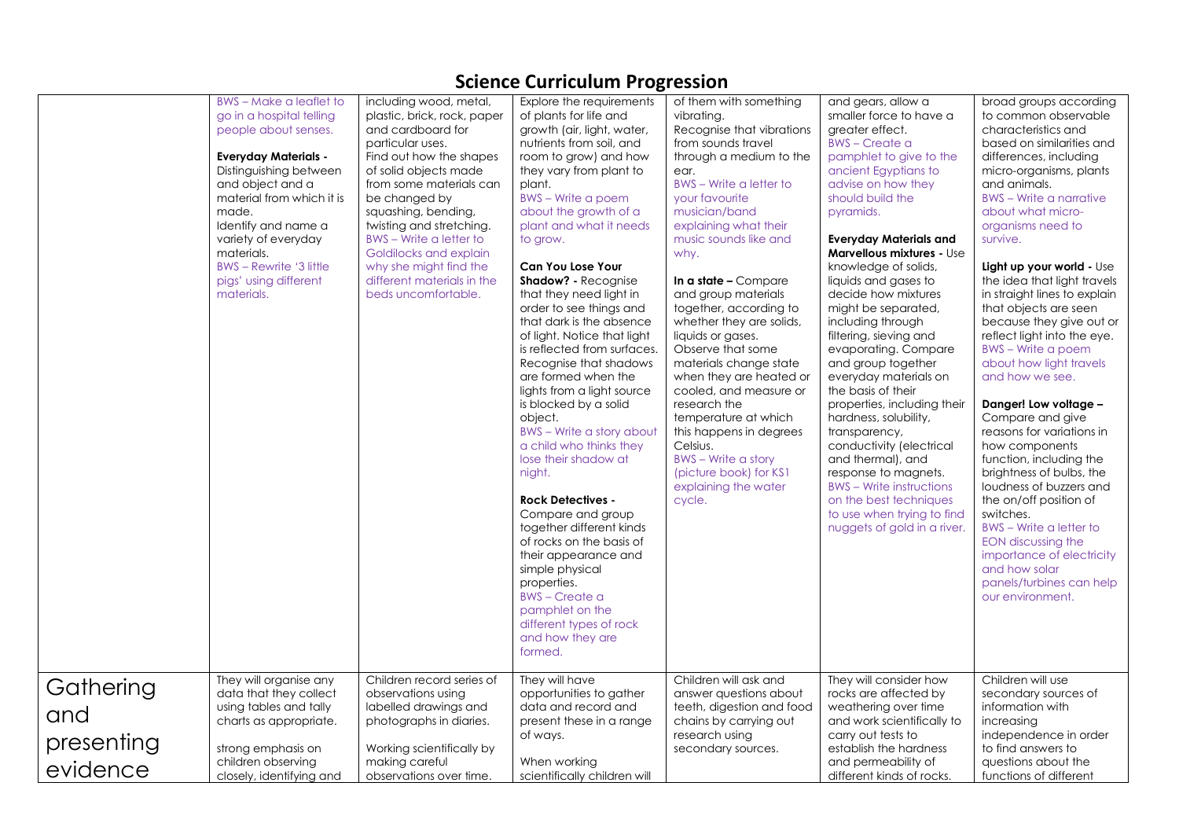# Science Curriculum Progression

| | | | | | | |
|---|---|---|---|---|---|---|
| | BWS – Make a leaflet to go in a hospital telling people about senses.<br><br>**Everyday Materials -** Distinguishing between and object and a material from which it is made. Identify and name a variety of everyday materials.<br>BWS – Rewrite '3 little pigs' using different materials. | including wood, metal, plastic, brick, rock, paper and cardboard for particular uses. Find out how the shapes of solid objects made from some materials can be changed by squashing, bending, twisting and stretching.<br>BWS – Write a letter to Goldilocks and explain why she might find the different materials in the beds uncomfortable. | Explore the requirements of plants for life and growth (air, light, water, nutrients from soil, and room to grow) and how they vary from plant to plant.<br>BWS – Write a poem about the growth of a plant and what it needs to grow.<br><br>**Can You Lose Your Shadow? -** Recognise that they need light in order to see things and that dark is the absence of light. Notice that light is reflected from surfaces. Recognise that shadows are formed when the lights from a light source is blocked by a solid object.<br>BWS – Write a story about a child who thinks they lose their shadow at night.<br><br>**Rock Detectives -** Compare and group together different kinds of rocks on the basis of their appearance and simple physical properties.<br>BWS – Create a pamphlet on the different types of rock and how they are formed. | of them with something vibrating. Recognise that vibrations from sounds travel through a medium to the ear.<br>BWS – Write a letter to your favourite musician/band explaining what their music sounds like and why.<br><br>**In a state –** Compare and group materials together, according to whether they are solids, liquids or gases. Observe that some materials change state when they are heated or cooled, and measure or research the temperature at which this happens in degrees Celsius.<br>BWS – Write a story (picture book) for KS1 explaining the water cycle. | and gears, allow a smaller force to have a greater effect.<br>BWS – Create a pamphlet to give to the ancient Egyptians to advise on how they should build the pyramids.<br><br>**Everyday Materials and Marvellous mixtures -** Use knowledge of solids, liquids and gases to decide how mixtures might be separated, including through filtering, sieving and evaporating. Compare and group together everyday materials on the basis of their properties, including their hardness, solubility, transparency, conductivity (electrical and thermal), and response to magnets.<br>BWS – Write instructions on the best techniques to use when trying to find nuggets of gold in a river. | broad groups according to common observable characteristics and based on similarities and differences, including micro-organisms, plants and animals.<br>BWS – Write a narrative about what micro-organisms need to survive.<br><br>**Light up your world -** Use the idea that light travels in straight lines to explain that objects are seen because they give out or reflect light into the eye.<br>BWS – Write a poem about how light travels and how we see.<br><br>**Danger! Low voltage –** Compare and give reasons for variations in how components function, including the brightness of bulbs, the loudness of buzzers and the on/off position of switches.<br>BWS – Write a letter to EON discussing the importance of electricity and how solar panels/turbines can help our environment. |
| Gathering and presenting evidence | They will organise any data that they collect using tables and tally charts as appropriate.<br><br>strong emphasis on children observing closely, identifying and | Children record series of observations using labelled drawings and photographs in diaries.<br><br>Working scientifically by making careful observations over time. | They will have opportunities to gather data and record and present these in a range of ways.<br><br>When working scientifically children will | Children will ask and answer questions about teeth, digestion and food chains by carrying out research using secondary sources. | They will consider how rocks are affected by weathering over time and work scientifically to carry out tests to establish the hardness and permeability of different kinds of rocks. | Children will use secondary sources of information with increasing independence in order to find answers to questions about the functions of different |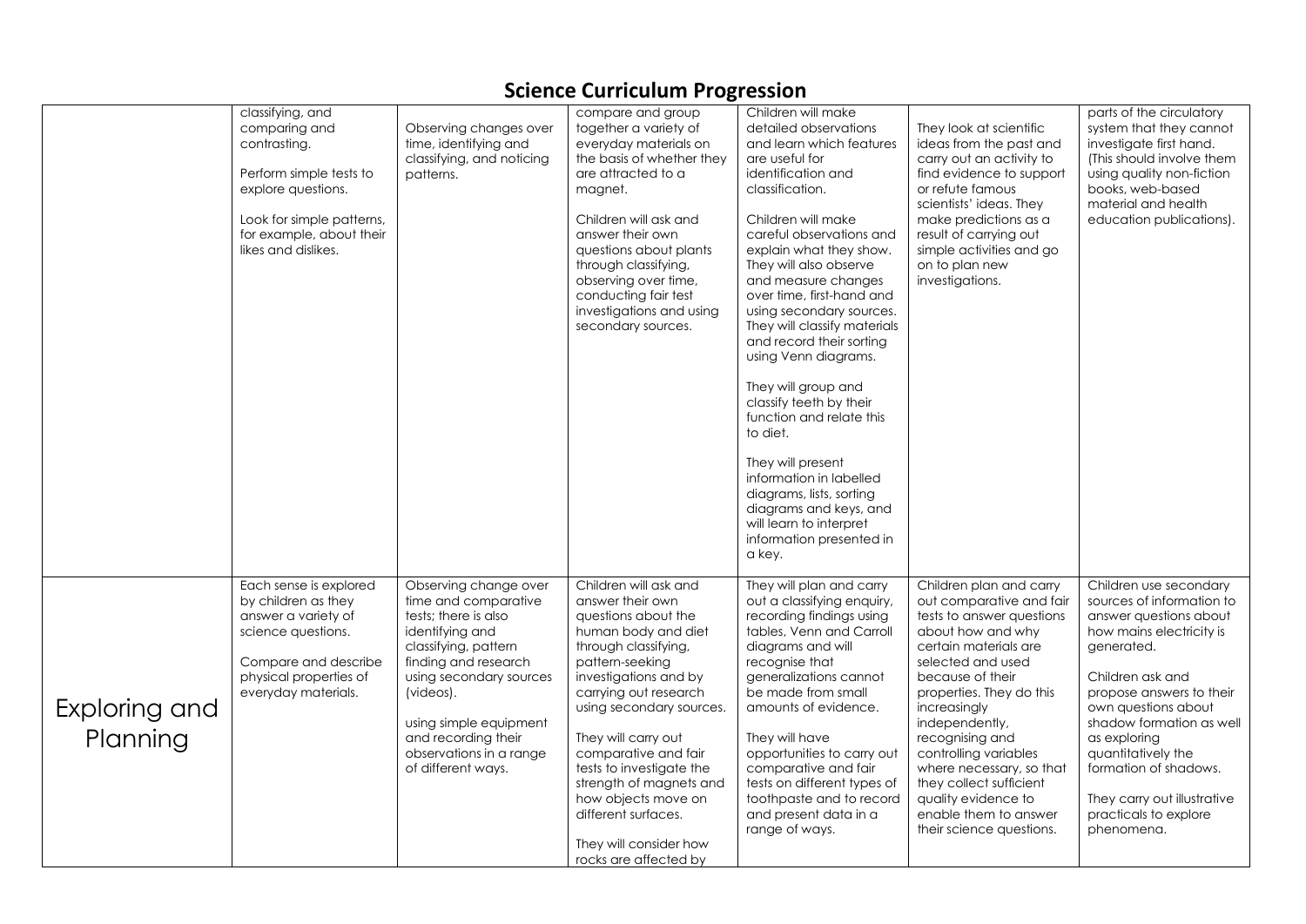# Science Curriculum Progression

| | | | | | | |
|---|---|---|---|---|---|---|
| | classifying, and comparing and contrasting.<br><br>Perform simple tests to explore questions.<br><br>Look for simple patterns, for example, about their likes and dislikes. | Observing changes over time, identifying and classifying, and noticing patterns. | compare and group together a variety of everyday materials on the basis of whether they are attracted to a magnet.<br><br>Children will ask and answer their own questions about plants through classifying, observing over time, conducting fair test investigations and using secondary sources. | Children will make detailed observations and learn which features are useful for identification and classification.<br><br>Children will make careful observations and explain what they show. They will also observe and measure changes over time, first-hand and using secondary sources. They will classify materials and record their sorting using Venn diagrams.<br><br>They will group and classify teeth by their function and relate this to diet.<br><br>They will present information in labelled diagrams, lists, sorting diagrams and keys, and will learn to interpret information presented in a key. | They look at scientific ideas from the past and carry out an activity to find evidence to support or refute famous scientists' ideas. They make predictions as a result of carrying out simple activities and go on to plan new investigations. | parts of the circulatory system that they cannot investigate first hand. (This should involve them using quality non-fiction books, web-based material and health education publications). |
| Exploring and Planning | Each sense is explored by children as they answer a variety of science questions.<br><br>Compare and describe physical properties of everyday materials. | Observing change over time and comparative tests; there is also identifying and classifying, pattern finding and research using secondary sources (videos).<br><br>using simple equipment and recording their observations in a range of different ways. | Children will ask and answer their own questions about the human body and diet through classifying, pattern-seeking investigations and by carrying out research using secondary sources.<br><br>They will carry out comparative and fair tests to investigate the strength of magnets and how objects move on different surfaces.<br><br>They will consider how rocks are affected by | They will plan and carry out a classifying enquiry, recording findings using tables, Venn and Carroll diagrams and will recognise that generalizations cannot be made from small amounts of evidence.<br><br>They will have opportunities to carry out comparative and fair tests on different types of toothpaste and to record and present data in a range of ways. | Children plan and carry out comparative and fair tests to answer questions about how and why certain materials are selected and used because of their properties. They do this increasingly independently, recognising and controlling variables where necessary, so that they collect sufficient quality evidence to enable them to answer their science questions. | Children use secondary sources of information to answer questions about how mains electricity is generated.<br><br>Children ask and propose answers to their own questions about shadow formation as well as exploring quantitatively the formation of shadows.<br><br>They carry out illustrative practicals to explore phenomena. |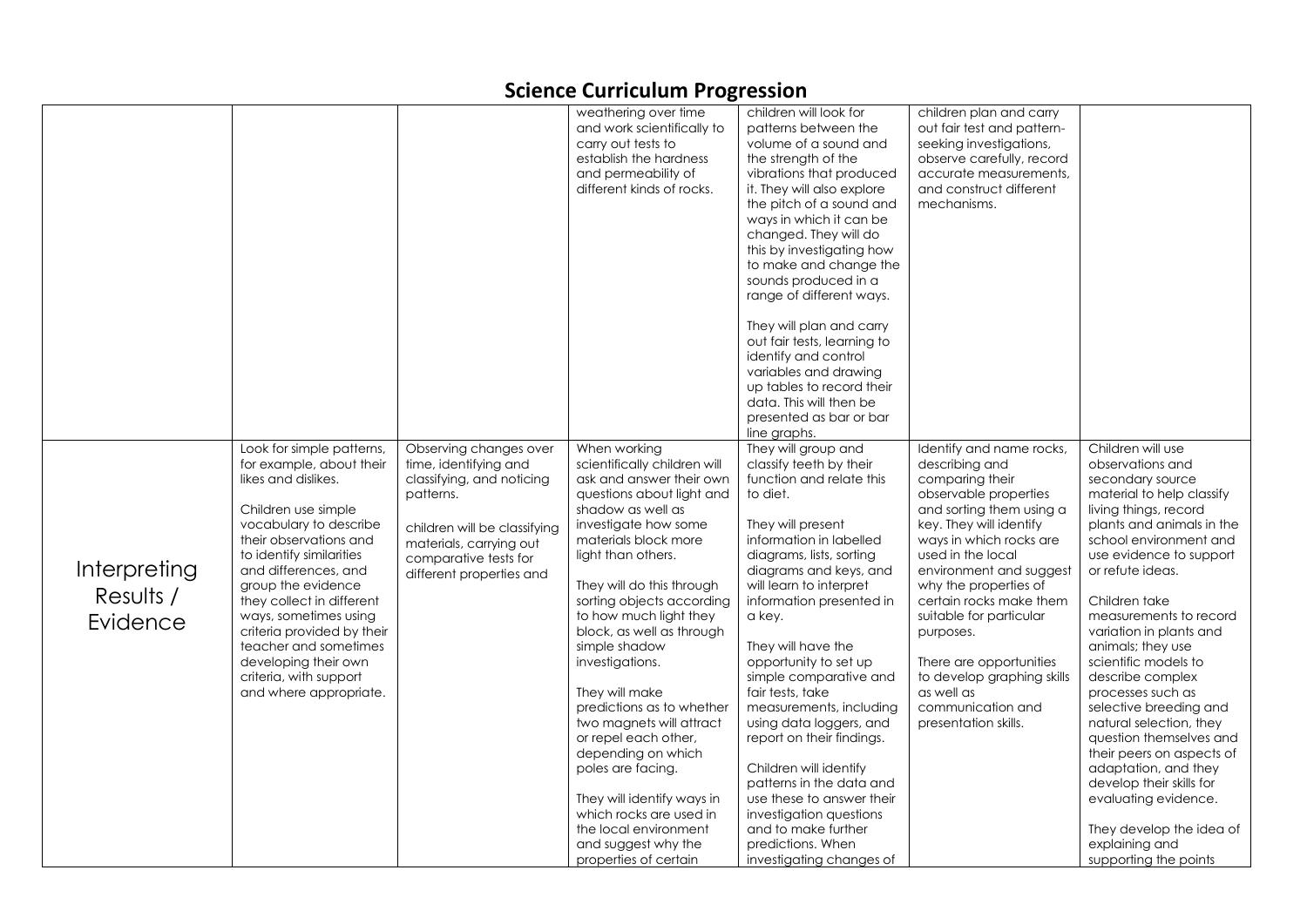# Science Curriculum Progression

| | | | | | | |
|---|---|---|---|---|---|---|
| | | | weathering over time and work scientifically to carry out tests to establish the hardness and permeability of different kinds of rocks. | children will look for patterns between the volume of a sound and the strength of the vibrations that produced it. They will also explore the pitch of a sound and ways in which it can be changed. They will do this by investigating how to make and change the sounds produced in a range of different ways.<br><br>They will plan and carry out fair tests, learning to identify and control variables and drawing up tables to record their data. This will then be presented as bar or bar line graphs. | children plan and carry out fair test and pattern-seeking investigations, observe carefully, record accurate measurements, and construct different mechanisms. | |
| Interpreting Results / Evidence | Look for simple patterns, for example, about their likes and dislikes.<br><br>Children use simple vocabulary to describe their observations and to identify similarities and differences, and group the evidence they collect in different ways, sometimes using criteria provided by their teacher and sometimes developing their own criteria, with support and where appropriate. | Observing changes over time, identifying and classifying, and noticing patterns.<br><br>children will be classifying materials, carrying out comparative tests for different properties and | When working scientifically children will ask and answer their own questions about light and shadow as well as investigate how some materials block more light than others.<br><br>They will do this through sorting objects according to how much light they block, as well as through simple shadow investigations.<br><br>They will make predictions as to whether two magnets will attract or repel each other, depending on which poles are facing.<br><br>They will identify ways in which rocks are used in the local environment and suggest why the properties of certain | They will group and classify teeth by their function and relate this to diet.<br><br>They will present information in labelled diagrams, lists, sorting diagrams and keys, and will learn to interpret information presented in a key.<br><br>They will have the opportunity to set up simple comparative and fair tests, take measurements, including using data loggers, and report on their findings.<br><br>Children will identify patterns in the data and use these to answer their investigation questions and to make further predictions. When investigating changes of | Identify and name rocks, describing and comparing their observable properties and sorting them using a key. They will identify ways in which rocks are used in the local environment and suggest why the properties of certain rocks make them suitable for particular purposes.<br><br>There are opportunities to develop graphing skills as well as communication and presentation skills. | Children will use observations and secondary source material to help classify living things, record plants and animals in the school environment and use evidence to support or refute ideas.<br><br>Children take measurements to record variation in plants and animals; they use scientific models to describe complex processes such as selective breeding and natural selection, they question themselves and their peers on aspects of adaptation, and they develop their skills for evaluating evidence.<br><br>They develop the idea of explaining and supporting the points |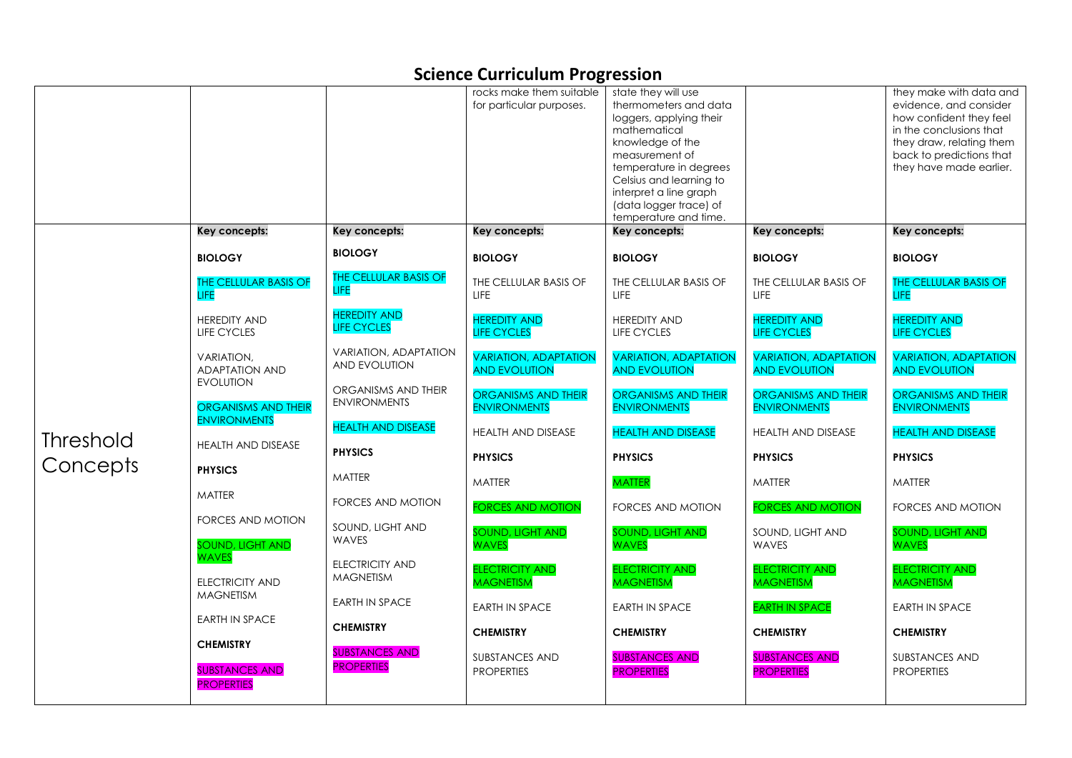# Science Curriculum Progression

| | | | | | | |
|---|---|---|---|---|---|---|
| | | | rocks make them suitable for particular purposes. | state they will use thermometers and data loggers, applying their mathematical knowledge of the measurement of temperature in degrees Celsius and learning to interpret a line graph (data logger trace) of temperature and time. | | they make with data and evidence, and consider how confident they feel in the conclusions that they draw, relating them back to predictions that they have made earlier. |
| Threshold Concepts | **Key concepts:**<br><br>**BIOLOGY**<br><br>THE CELLULAR BASIS OF LIFE<br><br>HEREDITY AND LIFE CYCLES<br><br>VARIATION, ADAPTATION AND EVOLUTION<br><br>ORGANISMS AND THEIR ENVIRONMENTS<br><br>HEALTH AND DISEASE<br><br>**PHYSICS**<br><br>MATTER<br><br>FORCES AND MOTION<br><br>SOUND, LIGHT AND WAVES<br><br>ELECTRICITY AND MAGNETISM<br><br>EARTH IN SPACE<br><br>**CHEMISTRY**<br><br>SUBSTANCES AND PROPERTIES | **Key concepts:**<br><br>**BIOLOGY**<br><br>THE CELLULAR BASIS OF LIFE<br><br>HEREDITY AND LIFE CYCLES<br><br>VARIATION, ADAPTATION AND EVOLUTION<br><br>ORGANISMS AND THEIR ENVIRONMENTS<br><br>HEALTH AND DISEASE<br><br>**PHYSICS**<br><br>MATTER<br><br>FORCES AND MOTION<br><br>SOUND, LIGHT AND WAVES<br><br>ELECTRICITY AND MAGNETISM<br><br>EARTH IN SPACE<br><br>**CHEMISTRY**<br><br>SUBSTANCES AND PROPERTIES | **Key concepts:**<br><br>**BIOLOGY**<br><br>THE CELLULAR BASIS OF LIFE<br><br>HEREDITY AND LIFE CYCLES<br><br>VARIATION, ADAPTATION AND EVOLUTION<br><br>ORGANISMS AND THEIR ENVIRONMENTS<br><br>HEALTH AND DISEASE<br><br>**PHYSICS**<br><br>MATTER<br><br>FORCES AND MOTION<br><br>SOUND, LIGHT AND WAVES<br><br>ELECTRICITY AND MAGNETISM<br><br>EARTH IN SPACE<br><br>**CHEMISTRY**<br><br>SUBSTANCES AND PROPERTIES | **Key concepts:**<br><br>**BIOLOGY**<br><br>THE CELLULAR BASIS OF LIFE<br><br>HEREDITY AND LIFE CYCLES<br><br>VARIATION, ADAPTATION AND EVOLUTION<br><br>ORGANISMS AND THEIR ENVIRONMENTS<br><br>HEALTH AND DISEASE<br><br>**PHYSICS**<br><br>MATTER<br><br>FORCES AND MOTION<br><br>SOUND, LIGHT AND WAVES<br><br>ELECTRICITY AND MAGNETISM<br><br>EARTH IN SPACE<br><br>**CHEMISTRY**<br><br>SUBSTANCES AND PROPERTIES | **Key concepts:**<br><br>**BIOLOGY**<br><br>THE CELLULAR BASIS OF LIFE<br><br>HEREDITY AND LIFE CYCLES<br><br>VARIATION, ADAPTATION AND EVOLUTION<br><br>ORGANISMS AND THEIR ENVIRONMENTS<br><br>HEALTH AND DISEASE<br><br>**PHYSICS**<br><br>MATTER<br><br>FORCES AND MOTION<br><br>SOUND, LIGHT AND WAVES<br><br>ELECTRICITY AND MAGNETISM<br><br>EARTH IN SPACE<br><br>**CHEMISTRY**<br><br>SUBSTANCES AND PROPERTIES | **Key concepts:**<br><br>**BIOLOGY**<br><br>THE CELLULAR BASIS OF LIFE<br><br>HEREDITY AND LIFE CYCLES<br><br>VARIATION, ADAPTATION AND EVOLUTION<br><br>ORGANISMS AND THEIR ENVIRONMENTS<br><br>HEALTH AND DISEASE<br><br>**PHYSICS**<br><br>MATTER<br><br>FORCES AND MOTION<br><br>SOUND, LIGHT AND WAVES<br><br>ELECTRICITY AND MAGNETISM<br><br>EARTH IN SPACE<br><br>**CHEMISTRY**<br><br>SUBSTANCES AND PROPERTIES |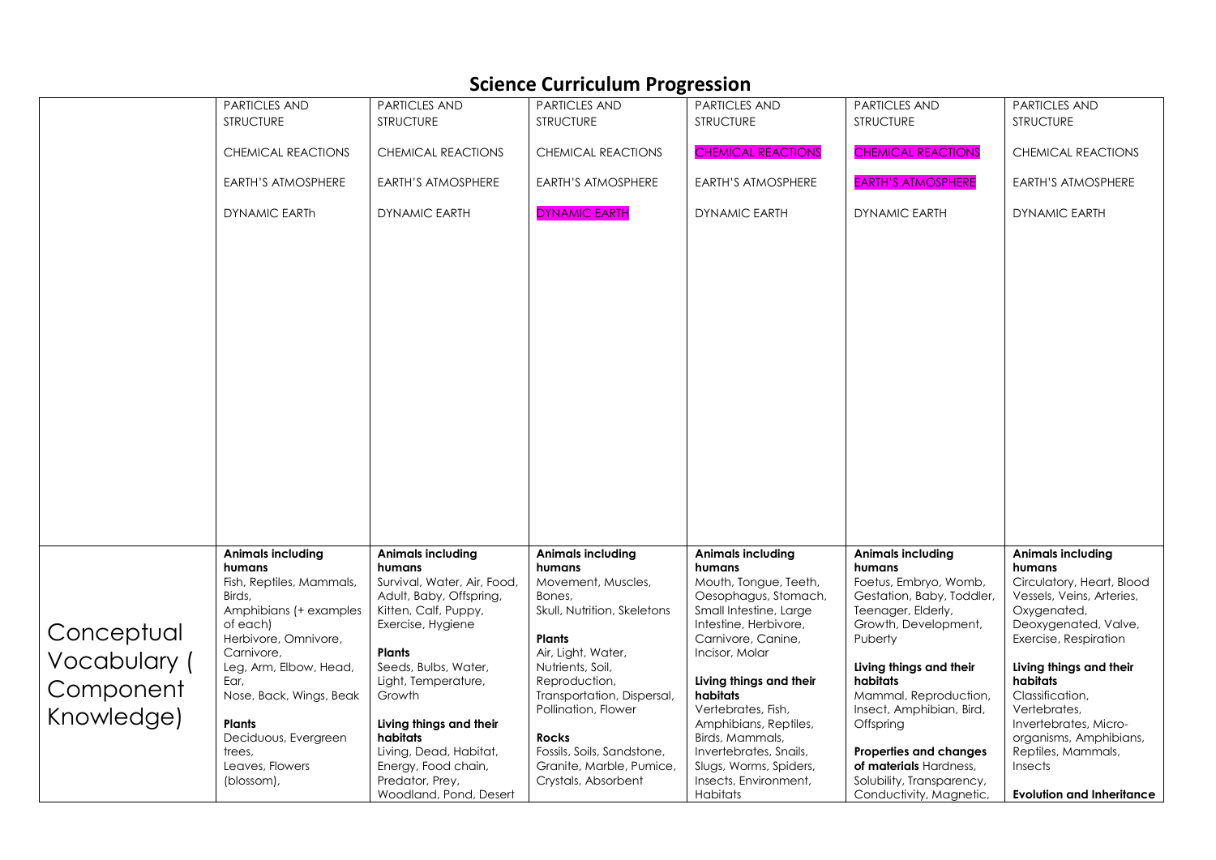# Science Curriculum Progression

| | | | | | | |
|---|---|---|---|---|---|---|
| | PARTICLES AND STRUCTURE<br><br>CHEMICAL REACTIONS<br><br>EARTH'S ATMOSPHERE<br><br>DYNAMIC EARTh | PARTICLES AND STRUCTURE<br><br>CHEMICAL REACTIONS<br><br>EARTH'S ATMOSPHERE<br><br>DYNAMIC EARTH | PARTICLES AND STRUCTURE<br><br>CHEMICAL REACTIONS<br><br>EARTH'S ATMOSPHERE<br><br>DYNAMIC EARTH | PARTICLES AND STRUCTURE<br><br>CHEMICAL REACTIONS<br><br>EARTH'S ATMOSPHERE<br><br>DYNAMIC EARTH | PARTICLES AND STRUCTURE<br><br>CHEMICAL REACTIONS<br><br>EARTH'S ATMOSPHERE<br><br>DYNAMIC EARTH | PARTICLES AND STRUCTURE<br><br>CHEMICAL REACTIONS<br><br>EARTH'S ATMOSPHERE<br><br>DYNAMIC EARTH |
| Conceptual Vocabulary ( Component Knowledge) | **Animals including humans**<br>Fish, Reptiles, Mammals, Birds,<br>Amphibians (+ examples of each)<br>Herbivore, Omnivore, Carnivore,<br>Leg, Arm, Elbow, Head, Ear,<br>Nose, Back, Wings, Beak<br><br>**Plants**<br>Deciduous, Evergreen trees,<br>Leaves, Flowers (blossom), | **Animals including humans**<br>Survival, Water, Air, Food,<br>Adult, Baby, Offspring,<br>Kitten, Calf, Puppy,<br>Exercise, Hygiene<br><br>**Plants**<br>Seeds, Bulbs, Water,<br>Light, Temperature,<br>Growth<br><br>**Living things and their habitats**<br>Living, Dead, Habitat,<br>Energy, Food chain,<br>Predator, Prey,<br>Woodland, Pond, Desert | **Animals including humans**<br>Movement, Muscles,<br>Bones,<br>Skull, Nutrition, Skeletons<br><br>**Plants**<br>Air, Light, Water,<br>Nutrients, Soil,<br>Reproduction,<br>Transportation, Dispersal,<br>Pollination, Flower<br><br>**Rocks**<br>Fossils, Soils, Sandstone,<br>Granite, Marble, Pumice,<br>Crystals, Absorbent | **Animals including humans**<br>Mouth, Tongue, Teeth,<br>Oesophagus, Stomach,<br>Small Intestine, Large<br>Intestine, Herbivore,<br>Carnivore, Canine,<br>Incisor, Molar<br><br>**Living things and their habitats**<br>Vertebrates, Fish,<br>Amphibians, Reptiles,<br>Birds, Mammals,<br>Invertebrates, Snails,<br>Slugs, Worms, Spiders,<br>Insects, Environment,<br>Habitats | **Animals including humans**<br>Foetus, Embryo, Womb,<br>Gestation, Baby, Toddler,<br>Teenager, Elderly,<br>Growth, Development,<br>Puberty<br><br>**Living things and their habitats**<br>Mammal, Reproduction,<br>Insect, Amphibian, Bird,<br>Offspring<br><br>**Properties and changes of materials** Hardness,<br>Solubility, Transparency,<br>Conductivity, Magnetic, | **Animals including humans**<br>Circulatory, Heart, Blood<br>Vessels, Veins, Arteries,<br>Oxygenated,<br>Deoxygenated, Valve,<br>Exercise, Respiration<br><br>**Living things and their habitats**<br>Classification,<br>Vertebrates,<br>Invertebrates, Micro-organisms, Amphibians,<br>Reptiles, Mammals,<br>Insects<br><br>**Evolution and Inheritance** |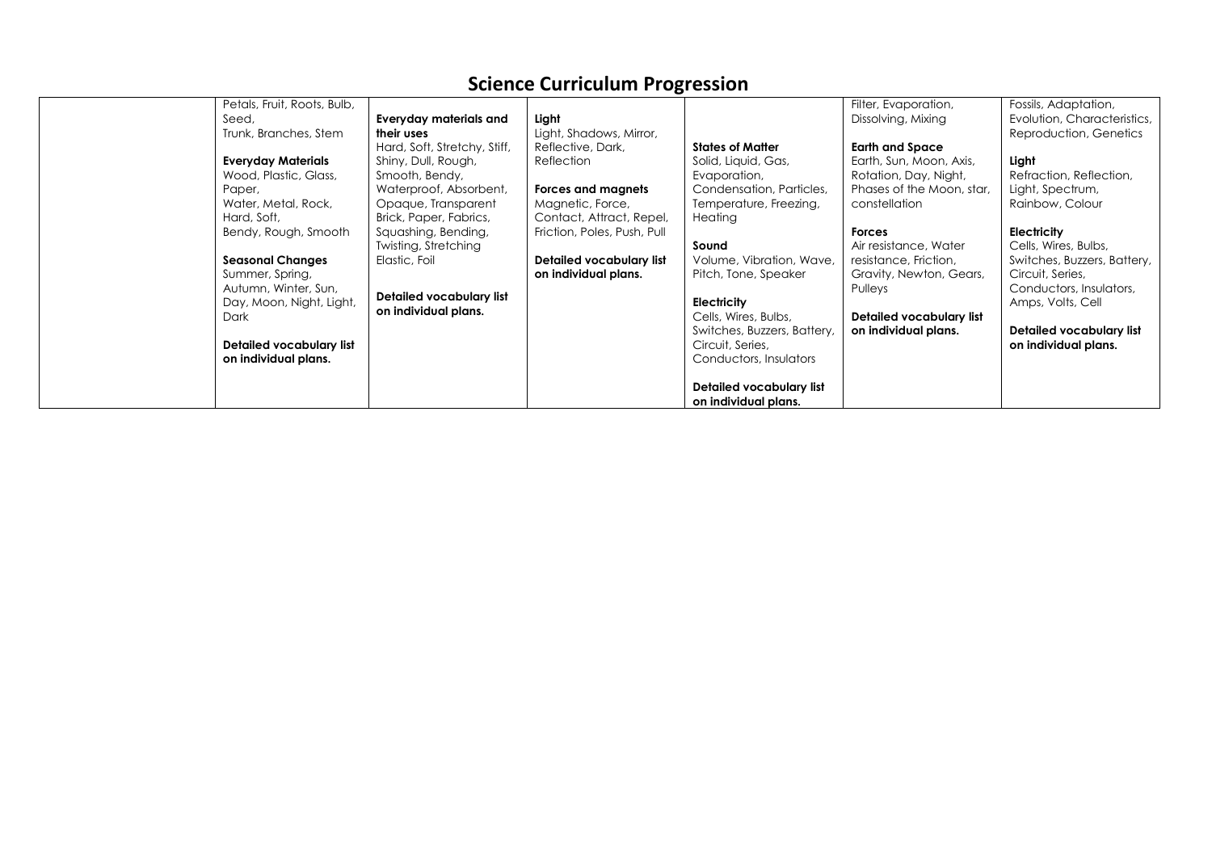# Science Curriculum Progression

| | | | | | | |
|---|---|---|---|---|---|---|
| | Petals, Fruit, Roots, Bulb, Seed, Trunk, Branches, Stem<br><br>**Everyday Materials**<br>Wood, Plastic, Glass, Paper, Water, Metal, Rock, Hard, Soft, Bendy, Rough, Smooth<br><br>**Seasonal Changes**<br>Summer, Spring, Autumn, Winter, Sun, Day, Moon, Night, Light, Dark<br><br>**Detailed vocabulary list on individual plans.** | **Everyday materials and their uses**<br>Hard, Soft, Stretchy, Stiff, Shiny, Dull, Rough, Smooth, Bendy, Waterproof, Absorbent, Opaque, Transparent Brick, Paper, Fabrics, Squashing, Bending, Twisting, Stretching Elastic, Foil<br><br>**Detailed vocabulary list on individual plans.** | **Light**<br>Light, Shadows, Mirror, Reflective, Dark, Reflection<br><br>**Forces and magnets**<br>Magnetic, Force, Contact, Attract, Repel, Friction, Poles, Push, Pull<br><br>**Detailed vocabulary list on individual plans.** | **States of Matter**<br>Solid, Liquid, Gas, Evaporation, Condensation, Particles, Temperature, Freezing, Heating<br><br>**Sound**<br>Volume, Vibration, Wave, Pitch, Tone, Speaker<br><br>**Electricity**<br>Cells, Wires, Bulbs, Switches, Buzzers, Battery, Circuit, Series, Conductors, Insulators<br><br>**Detailed vocabulary list on individual plans.** | Filter, Evaporation, Dissolving, Mixing<br><br>**Earth and Space**<br>Earth, Sun, Moon, Axis, Rotation, Day, Night, Phases of the Moon, star, constellation<br><br>**Forces**<br>Air resistance, Water resistance, Friction, Gravity, Newton, Gears, Pulleys<br><br>**Detailed vocabulary list on individual plans.** | Fossils, Adaptation, Evolution, Characteristics, Reproduction, Genetics<br><br>**Light**<br>Refraction, Reflection, Light, Spectrum, Rainbow, Colour<br><br>**Electricity**<br>Cells, Wires, Bulbs, Switches, Buzzers, Battery, Circuit, Series, Conductors, Insulators, Amps, Volts, Cell<br><br>**Detailed vocabulary list on individual plans.** |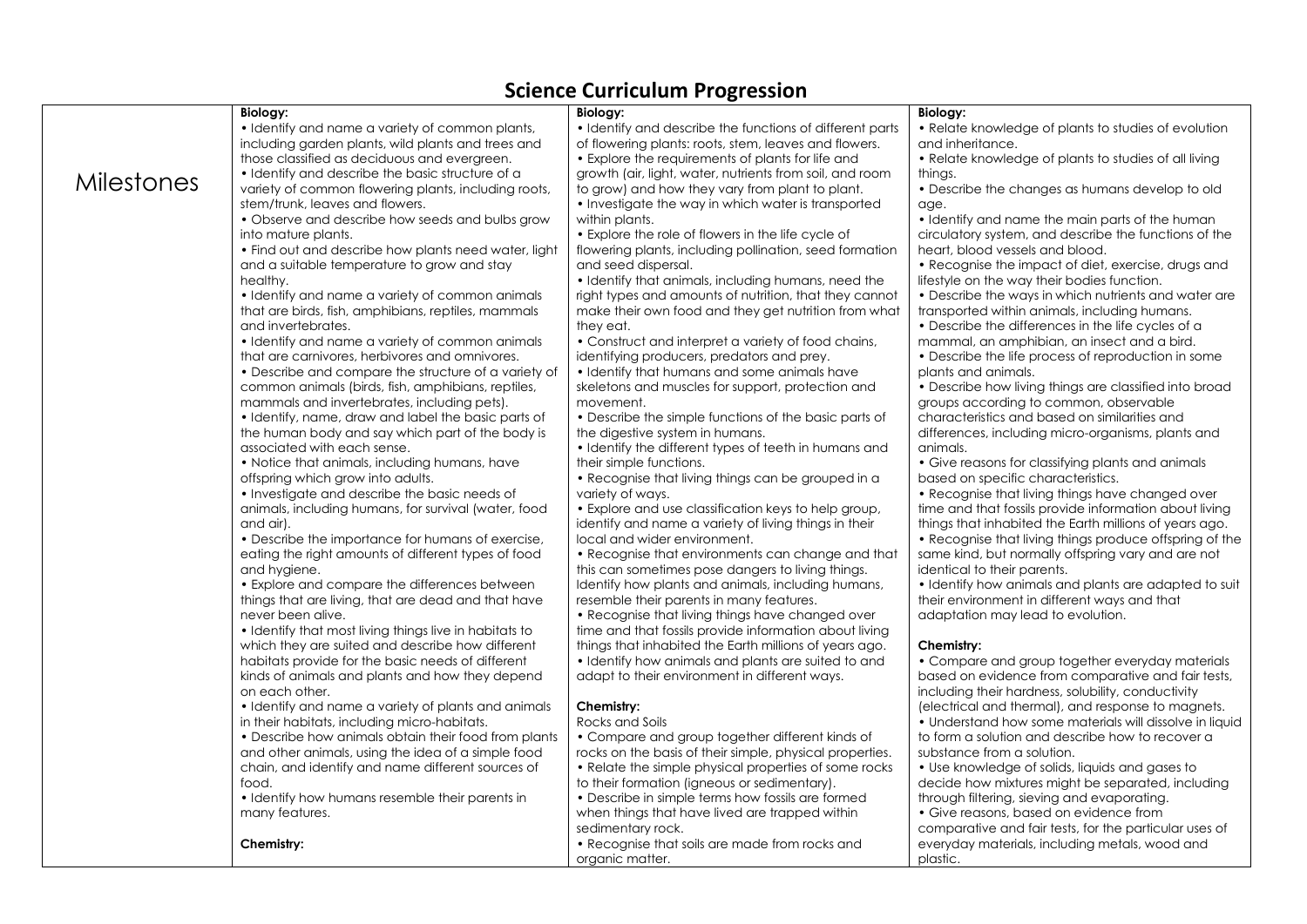# Science Curriculum Progression

| | | | |
|---|---|---|---|
| Milestones | **Biology:**<br>• Identify and name a variety of common plants, including garden plants, wild plants and trees and those classified as deciduous and evergreen.<br>• Identify and describe the basic structure of a variety of common flowering plants, including roots, stem/trunk, leaves and flowers.<br>• Observe and describe how seeds and bulbs grow into mature plants.<br>• Find out and describe how plants need water, light and a suitable temperature to grow and stay healthy.<br>• Identify and name a variety of common animals that are birds, fish, amphibians, reptiles, mammals and invertebrates.<br>• Identify and name a variety of common animals that are carnivores, herbivores and omnivores.<br>• Describe and compare the structure of a variety of common animals (birds, fish, amphibians, reptiles, mammals and invertebrates, including pets).<br>• Identify, name, draw and label the basic parts of the human body and say which part of the body is associated with each sense.<br>• Notice that animals, including humans, have offspring which grow into adults.<br>• Investigate and describe the basic needs of animals, including humans, for survival (water, food and air).<br>• Describe the importance for humans of exercise, eating the right amounts of different types of food and hygiene.<br>• Explore and compare the differences between things that are living, that are dead and that have never been alive.<br>• Identify that most living things live in habitats to which they are suited and describe how different habitats provide for the basic needs of different kinds of animals and plants and how they depend on each other.<br>• Identify and name a variety of plants and animals in their habitats, including micro-habitats.<br>• Describe how animals obtain their food from plants and other animals, using the idea of a simple food chain, and identify and name different sources of food.<br>• Identify how humans resemble their parents in many features.<br><br>**Chemistry:** | **Biology:**<br>• Identify and describe the functions of different parts of flowering plants: roots, stem, leaves and flowers.<br>• Explore the requirements of plants for life and growth (air, light, water, nutrients from soil, and room to grow) and how they vary from plant to plant.<br>• Investigate the way in which water is transported within plants.<br>• Explore the role of flowers in the life cycle of flowering plants, including pollination, seed formation and seed dispersal.<br>• Identify that animals, including humans, need the right types and amounts of nutrition, that they cannot make their own food and they get nutrition from what they eat.<br>• Construct and interpret a variety of food chains, identifying producers, predators and prey.<br>• Identify that humans and some animals have skeletons and muscles for support, protection and movement.<br>• Describe the simple functions of the basic parts of the digestive system in humans.<br>• Identify the different types of teeth in humans and their simple functions.<br>• Recognise that living things can be grouped in a variety of ways.<br>• Explore and use classification keys to help group, identify and name a variety of living things in their local and wider environment.<br>• Recognise that environments can change and that this can sometimes pose dangers to living things. Identify how plants and animals, including humans, resemble their parents in many features.<br>• Recognise that living things have changed over time and that fossils provide information about living things that inhabited the Earth millions of years ago.<br>• Identify how animals and plants are suited to and adapt to their environment in different ways.<br><br>**Chemistry:**<br>Rocks and Soils<br>• Compare and group together different kinds of rocks on the basis of their simple, physical properties.<br>• Relate the simple physical properties of some rocks to their formation (igneous or sedimentary).<br>• Describe in simple terms how fossils are formed when things that have lived are trapped within sedimentary rock.<br>• Recognise that soils are made from rocks and organic matter. | **Biology:**<br>• Relate knowledge of plants to studies of evolution and inheritance.<br>• Relate knowledge of plants to studies of all living things.<br>• Describe the changes as humans develop to old age.<br>• Identify and name the main parts of the human circulatory system, and describe the functions of the heart, blood vessels and blood.<br>• Recognise the impact of diet, exercise, drugs and lifestyle on the way their bodies function.<br>• Describe the ways in which nutrients and water are transported within animals, including humans.<br>• Describe the differences in the life cycles of a mammal, an amphibian, an insect and a bird.<br>• Describe the life process of reproduction in some plants and animals.<br>• Describe how living things are classified into broad groups according to common, observable characteristics and based on similarities and differences, including micro-organisms, plants and animals.<br>• Give reasons for classifying plants and animals based on specific characteristics.<br>• Recognise that living things have changed over time and that fossils provide information about living things that inhabited the Earth millions of years ago.<br>• Recognise that living things produce offspring of the same kind, but normally offspring vary and are not identical to their parents.<br>• Identify how animals and plants are adapted to suit their environment in different ways and that adaptation may lead to evolution.<br><br>**Chemistry:**<br>• Compare and group together everyday materials based on evidence from comparative and fair tests, including their hardness, solubility, conductivity (electrical and thermal), and response to magnets.<br>• Understand how some materials will dissolve in liquid to form a solution and describe how to recover a substance from a solution.<br>• Use knowledge of solids, liquids and gases to decide how mixtures might be separated, including through filtering, sieving and evaporating.<br>• Give reasons, based on evidence from comparative and fair tests, for the particular uses of everyday materials, including metals, wood and plastic. |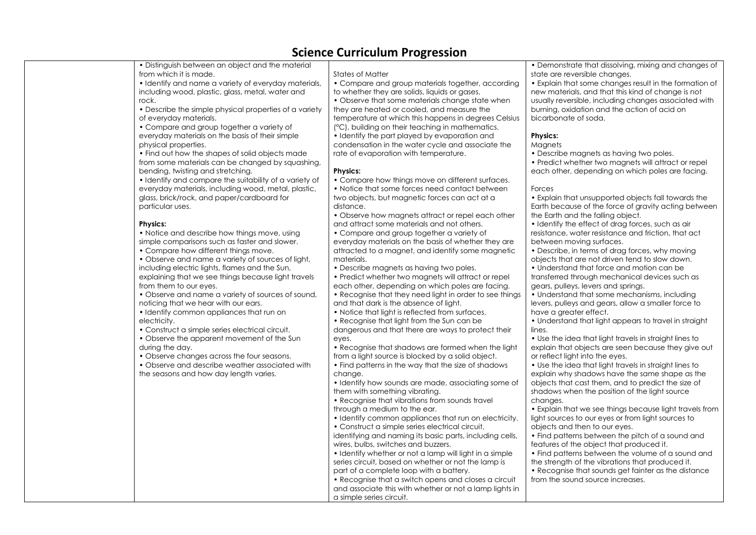# Science Curriculum Progression

| | | | |
|---|---|---|---|
| | • Distinguish between an object and the material from which it is made.<br>• Identify and name a variety of everyday materials, including wood, plastic, glass, metal, water and rock.<br>• Describe the simple physical properties of a variety of everyday materials.<br>• Compare and group together a variety of everyday materials on the basis of their simple physical properties.<br>• Find out how the shapes of solid objects made from some materials can be changed by squashing, bending, twisting and stretching.<br>• Identify and compare the suitability of a variety of everyday materials, including wood, metal, plastic, glass, brick/rock, and paper/cardboard for particular uses.<br><br>**Physics:**<br>• Notice and describe how things move, using simple comparisons such as faster and slower.<br>• Compare how different things move.<br>• Observe and name a variety of sources of light, including electric lights, flames and the Sun, explaining that we see things because light travels from them to our eyes.<br>• Observe and name a variety of sources of sound, noticing that we hear with our ears.<br>• Identify common appliances that run on electricity.<br>• Construct a simple series electrical circuit.<br>• Observe the apparent movement of the Sun during the day.<br>• Observe changes across the four seasons.<br>• Observe and describe weather associated with the seasons and how day length varies. | States of Matter<br>• Compare and group materials together, according to whether they are solids, liquids or gases.<br>• Observe that some materials change state when they are heated or cooled, and measure the temperature at which this happens in degrees Celsius (°C), building on their teaching in mathematics.<br>• Identify the part played by evaporation and condensation in the water cycle and associate the rate of evaporation with temperature.<br><br>**Physics:**<br>• Compare how things move on different surfaces.<br>• Notice that some forces need contact between two objects, but magnetic forces can act at a distance.<br>• Observe how magnets attract or repel each other and attract some materials and not others.<br>• Compare and group together a variety of everyday materials on the basis of whether they are attracted to a magnet, and identify some magnetic materials.<br>• Describe magnets as having two poles.<br>• Predict whether two magnets will attract or repel each other, depending on which poles are facing.<br>• Recognise that they need light in order to see things and that dark is the absence of light.<br>• Notice that light is reflected from surfaces.<br>• Recognise that light from the Sun can be dangerous and that there are ways to protect their eyes.<br>• Recognise that shadows are formed when the light from a light source is blocked by a solid object.<br>• Find patterns in the way that the size of shadows change.<br>• Identify how sounds are made, associating some of them with something vibrating.<br>• Recognise that vibrations from sounds travel through a medium to the ear.<br>• Identify common appliances that run on electricity.<br>• Construct a simple series electrical circuit, identifying and naming its basic parts, including cells, wires, bulbs, switches and buzzers.<br>• Identify whether or not a lamp will light in a simple series circuit, based on whether or not the lamp is part of a complete loop with a battery.<br>• Recognise that a switch opens and closes a circuit and associate this with whether or not a lamp lights in a simple series circuit. | • Demonstrate that dissolving, mixing and changes of state are reversible changes.<br>• Explain that some changes result in the formation of new materials, and that this kind of change is not usually reversible, including changes associated with burning, oxidation and the action of acid on bicarbonate of soda.<br><br>**Physics:**<br>Magnets<br>• Describe magnets as having two poles.<br>• Predict whether two magnets will attract or repel each other, depending on which poles are facing.<br><br>Forces<br>• Explain that unsupported objects fall towards the Earth because of the force of gravity acting between the Earth and the falling object.<br>• Identify the effect of drag forces, such as air resistance, water resistance and friction, that act between moving surfaces.<br>• Describe, in terms of drag forces, why moving objects that are not driven tend to slow down.<br>• Understand that force and motion can be transferred through mechanical devices such as gears, pulleys, levers and springs.<br>• Understand that some mechanisms, including levers, pulleys and gears, allow a smaller force to have a greater effect.<br>• Understand that light appears to travel in straight lines.<br>• Use the idea that light travels in straight lines to explain that objects are seen because they give out or reflect light into the eyes.<br>• Use the idea that light travels in straight lines to explain why shadows have the same shape as the objects that cast them, and to predict the size of shadows when the position of the light source changes.<br>• Explain that we see things because light travels from light sources to our eyes or from light sources to objects and then to our eyes.<br>• Find patterns between the pitch of a sound and features of the object that produced it.<br>• Find patterns between the volume of a sound and the strength of the vibrations that produced it.<br>• Recognise that sounds get fainter as the distance from the sound source increases. |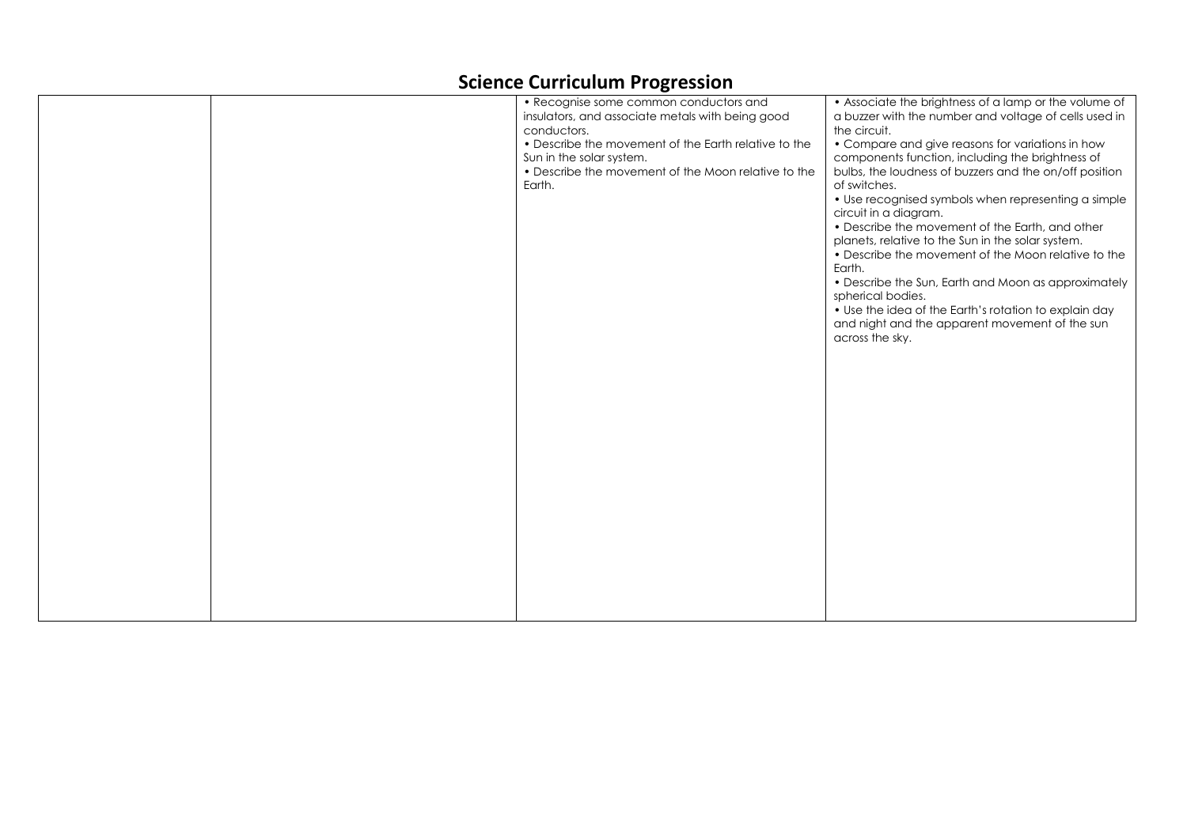# Science Curriculum Progression

| | | | |
|---|---|---|---|
| | | • Recognise some common conductors and insulators, and associate metals with being good conductors.<br>• Describe the movement of the Earth relative to the Sun in the solar system.<br>• Describe the movement of the Moon relative to the Earth. | • Associate the brightness of a lamp or the volume of a buzzer with the number and voltage of cells used in the circuit.<br>• Compare and give reasons for variations in how components function, including the brightness of bulbs, the loudness of buzzers and the on/off position of switches.<br>• Use recognised symbols when representing a simple circuit in a diagram.<br>• Describe the movement of the Earth, and other planets, relative to the Sun in the solar system.<br>• Describe the movement of the Moon relative to the Earth.<br>• Describe the Sun, Earth and Moon as approximately spherical bodies.<br>• Use the idea of the Earth's rotation to explain day and night and the apparent movement of the sun across the sky. |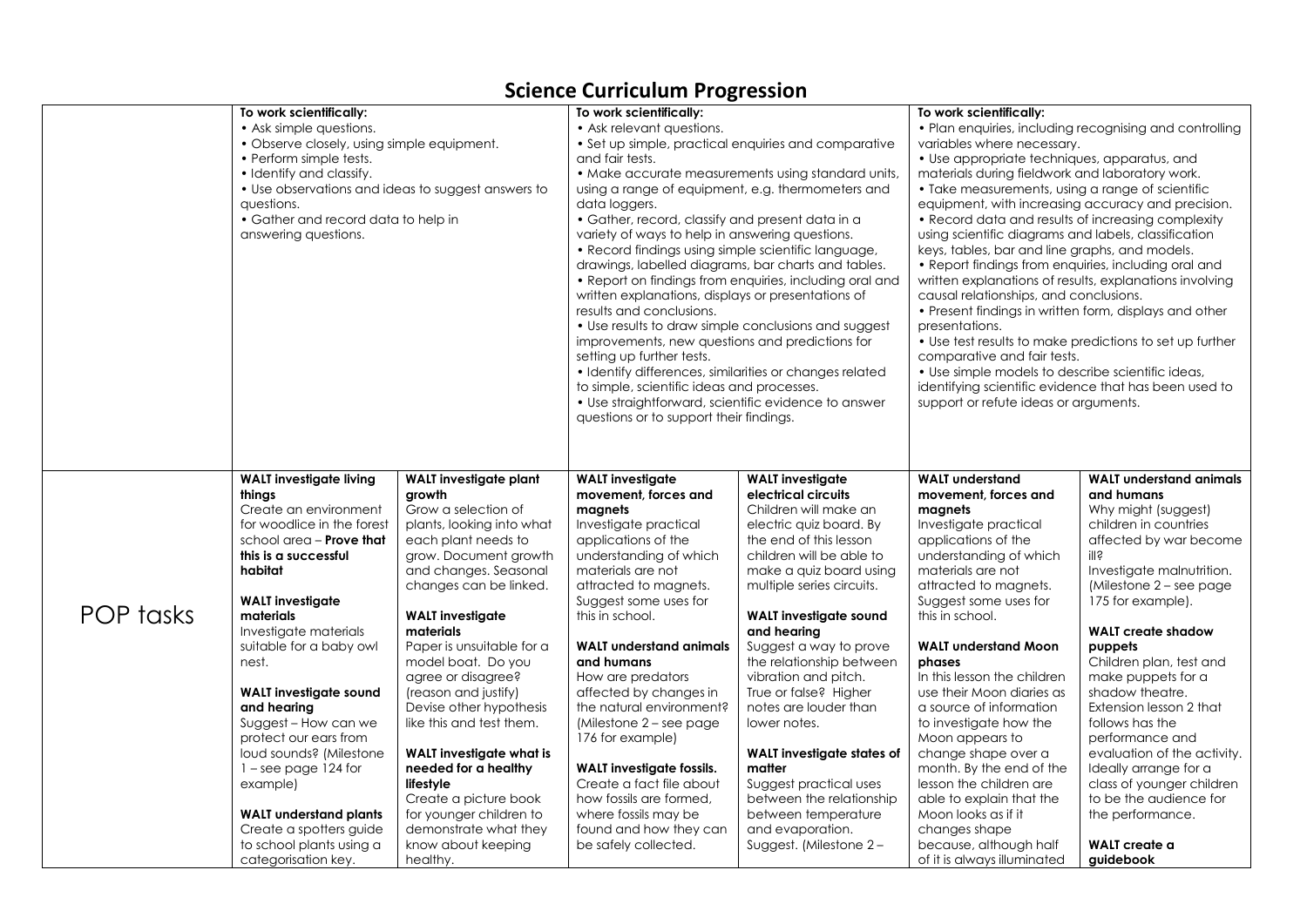# Science Curriculum Progression

| | | | | | | |
|---|---|---|---|---|---|---|
| | **To work scientifically:**<br>• Ask simple questions.<br>• Observe closely, using simple equipment.<br>• Perform simple tests.<br>• Identify and classify.<br>• Use observations and ideas to suggest answers to questions.<br>• Gather and record data to help in answering questions. | | **To work scientifically:**<br>• Ask relevant questions.<br>• Set up simple, practical enquiries and comparative and fair tests.<br>• Make accurate measurements using standard units, using a range of equipment, e.g. thermometers and data loggers.<br>• Gather, record, classify and present data in a variety of ways to help in answering questions.<br>• Record findings using simple scientific language, drawings, labelled diagrams, bar charts and tables.<br>• Report on findings from enquiries, including oral and written explanations, displays or presentations of results and conclusions.<br>• Use results to draw simple conclusions and suggest improvements, new questions and predictions for setting up further tests.<br>• Identify differences, similarities or changes related to simple, scientific ideas and processes.<br>• Use straightforward, scientific evidence to answer questions or to support their findings. | | **To work scientifically:**<br>• Plan enquiries, including recognising and controlling variables where necessary.<br>• Use appropriate techniques, apparatus, and materials during fieldwork and laboratory work.<br>• Take measurements, using a range of scientific equipment, with increasing accuracy and precision.<br>• Record data and results of increasing complexity using scientific diagrams and labels, classification keys, tables, bar and line graphs, and models.<br>• Report findings from enquiries, including oral and written explanations of results, explanations involving causal relationships, and conclusions.<br>• Present findings in written form, displays and other presentations.<br>• Use test results to make predictions to set up further comparative and fair tests.<br>• Use simple models to describe scientific ideas, identifying scientific evidence that has been used to support or refute ideas or arguments. | |
| POP tasks | **WALT investigate living things**<br>Create an environment for woodlice in the forest school area – **Prove that this is a successful habitat**<br><br>**WALT investigate materials**<br>Investigate materials suitable for a baby owl nest.<br><br>**WALT investigate sound and hearing**<br>Suggest – How can we protect our ears from loud sounds? (Milestone 1 – see page 124 for example)<br><br>**WALT understand plants**<br>Create a spotters guide to school plants using a categorisation key. | **WALT investigate plant growth**<br>Grow a selection of plants, looking into what each plant needs to grow. Document growth and changes. Seasonal changes can be linked.<br><br>**WALT investigate materials**<br>Paper is unsuitable for a model boat. Do you agree or disagree? (reason and justify) Devise other hypothesis like this and test them.<br><br>**WALT investigate what is needed for a healthy lifestyle**<br>Create a picture book for younger children to demonstrate what they know about keeping healthy. | **WALT investigate movement, forces and magnets**<br>Investigate practical applications of the understanding of which materials are not attracted to magnets. Suggest some uses for this in school.<br><br>**WALT understand animals and humans**<br>How are predators affected by changes in the natural environment? (Milestone 2 – see page 176 for example)<br><br>**WALT investigate fossils.**<br>Create a fact file about how fossils are formed, where fossils may be found and how they can be safely collected. | **WALT investigate electrical circuits**<br>Children will make an electric quiz board. By the end of this lesson children will be able to make a quiz board using multiple series circuits.<br><br>**WALT investigate sound and hearing**<br>Suggest a way to prove the relationship between vibration and pitch. True or false? Higher notes are louder than lower notes.<br><br>**WALT investigate states of matter**<br>Suggest practical uses between the relationship between temperature and evaporation. Suggest. (Milestone 2 – | **WALT understand movement, forces and magnets**<br>Investigate practical applications of the understanding of which materials are not attracted to magnets. Suggest some uses for this in school.<br><br>**WALT understand Moon phases**<br>In this lesson the children use their Moon diaries as a source of information to investigate how the Moon appears to change shape over a month. By the end of the lesson the children are able to explain that the Moon looks as if it changes shape because, although half of it is always illuminated | **WALT understand animals and humans**<br>Why might (suggest) children in countries affected by war become ill?<br>Investigate malnutrition. (Milestone 2 – see page 175 for example).<br><br>**WALT create shadow puppets**<br>Children plan, test and make puppets for a shadow theatre. Extension lesson 2 that follows has the performance and evaluation of the activity. Ideally arrange for a class of younger children to be the audience for the performance.<br><br>**WALT create a guidebook** |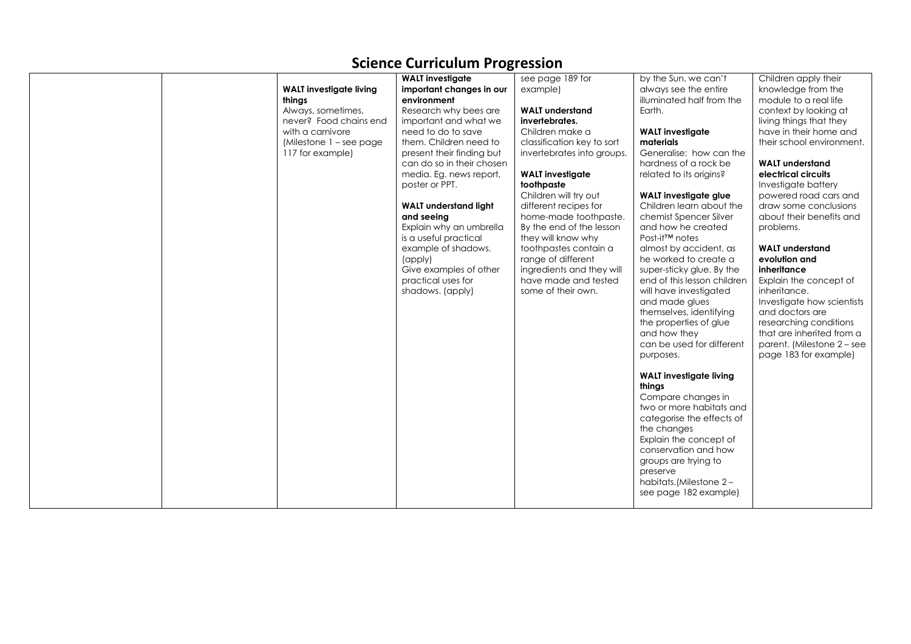# Science Curriculum Progression

| | | | | | | |
|---|---|---|---|---|---|---|
| | | **WALT investigate living things** Always, sometimes, never? Food chains end with a carnivore (Milestone 1 – see page 117 for example) | **WALT investigate important changes in our environment** Research why bees are important and what we need to do to save them. Children need to present their finding but can do so in their chosen media. Eg. news report, poster or PPT.<br><br>**WALT understand light and seeing** Explain why an umbrella is a useful practical example of shadows. (apply) Give examples of other practical uses for shadows. (apply) | see page 189 for example)<br><br>**WALT understand invertebrates.** Children make a classification key to sort invertebrates into groups.<br><br>**WALT investigate toothpaste** Children will try out different recipes for home-made toothpaste. By the end of the lesson they will know why toothpastes contain a range of different ingredients and they will have made and tested some of their own. | by the Sun, we can't always see the entire illuminated half from the Earth.<br><br>**WALT investigate materials** Generalise: how can the hardness of a rock be related to its origins?<br><br>**WALT investigate glue** Children learn about the chemist Spencer Silver and how he created Post-it™ notes almost by accident, as he worked to create a super-sticky glue. By the end of this lesson children will have investigated and made glues themselves, identifying the properties of glue and how they can be used for different purposes.<br><br>**WALT investigate living things** Compare changes in two or more habitats and categorise the effects of the changes Explain the concept of conservation and how groups are trying to preserve habitats.(Milestone 2 – see page 182 example) | Children apply their knowledge from the module to a real life context by looking at living things that they have in their home and their school environment.<br><br>**WALT understand electrical circuits** Investigate battery powered road cars and draw some conclusions about their benefits and problems.<br><br>**WALT understand evolution and inheritance** Explain the concept of inheritance. Investigate how scientists and doctors are researching conditions that are inherited from a parent. (Milestone 2 – see page 183 for example) |